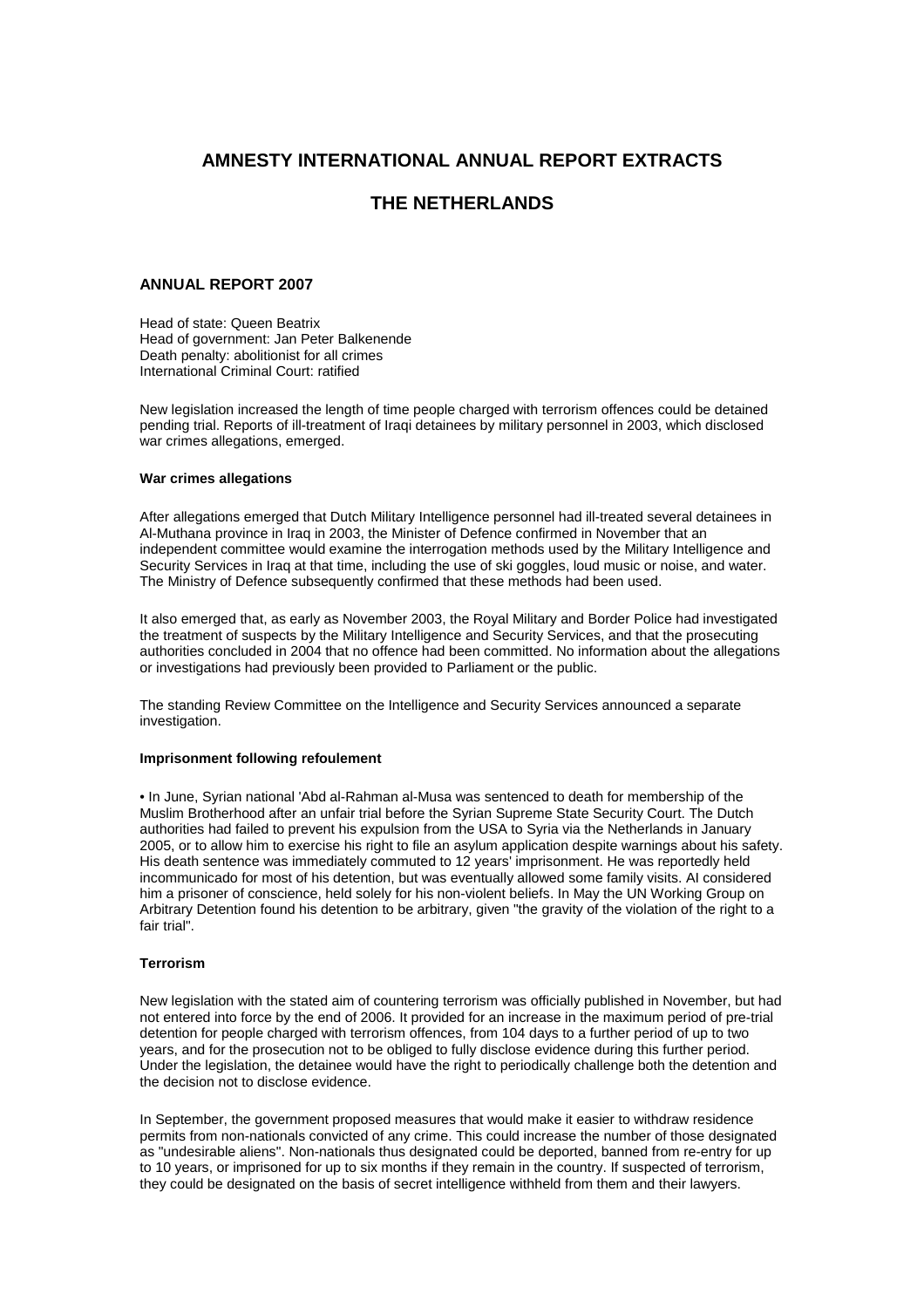# AMNESTY INTERNATIONAL ANNUAL REPORT EXTRACTS

# THE NETHERLANDS

## ANNUAL REPORT 2007

Head of state: Queen Beatrix
Head of government: Jan Peter Balkenende
Death penalty: abolitionist for all crimes
International Criminal Court: ratified

New legislation increased the length of time people charged with terrorism offences could be detained pending trial. Reports of ill-treatment of Iraqi detainees by military personnel in 2003, which disclosed war crimes allegations, emerged.

### War crimes allegations

After allegations emerged that Dutch Military Intelligence personnel had ill-treated several detainees in Al-Muthana province in Iraq in 2003, the Minister of Defence confirmed in November that an independent committee would examine the interrogation methods used by the Military Intelligence and Security Services in Iraq at that time, including the use of ski goggles, loud music or noise, and water. The Ministry of Defence subsequently confirmed that these methods had been used.

It also emerged that, as early as November 2003, the Royal Military and Border Police had investigated the treatment of suspects by the Military Intelligence and Security Services, and that the prosecuting authorities concluded in 2004 that no offence had been committed. No information about the allegations or investigations had previously been provided to Parliament or the public.

The standing Review Committee on the Intelligence and Security Services announced a separate investigation.

### Imprisonment following refoulement

- In June, Syrian national 'Abd al-Rahman al-Musa was sentenced to death for membership of the Muslim Brotherhood after an unfair trial before the Syrian Supreme State Security Court. The Dutch authorities had failed to prevent his expulsion from the USA to Syria via the Netherlands in January 2005, or to allow him to exercise his right to file an asylum application despite warnings about his safety. His death sentence was immediately commuted to 12 years' imprisonment. He was reportedly held incommunicado for most of his detention, but was eventually allowed some family visits. AI considered him a prisoner of conscience, held solely for his non-violent beliefs. In May the UN Working Group on Arbitrary Detention found his detention to be arbitrary, given "the gravity of the violation of the right to a fair trial".

### Terrorism

New legislation with the stated aim of countering terrorism was officially published in November, but had not entered into force by the end of 2006. It provided for an increase in the maximum period of pre-trial detention for people charged with terrorism offences, from 104 days to a further period of up to two years, and for the prosecution not to be obliged to fully disclose evidence during this further period. Under the legislation, the detainee would have the right to periodically challenge both the detention and the decision not to disclose evidence.

In September, the government proposed measures that would make it easier to withdraw residence permits from non-nationals convicted of any crime. This could increase the number of those designated as "undesirable aliens". Non-nationals thus designated could be deported, banned from re-entry for up to 10 years, or imprisoned for up to six months if they remain in the country. If suspected of terrorism, they could be designated on the basis of secret intelligence withheld from them and their lawyers.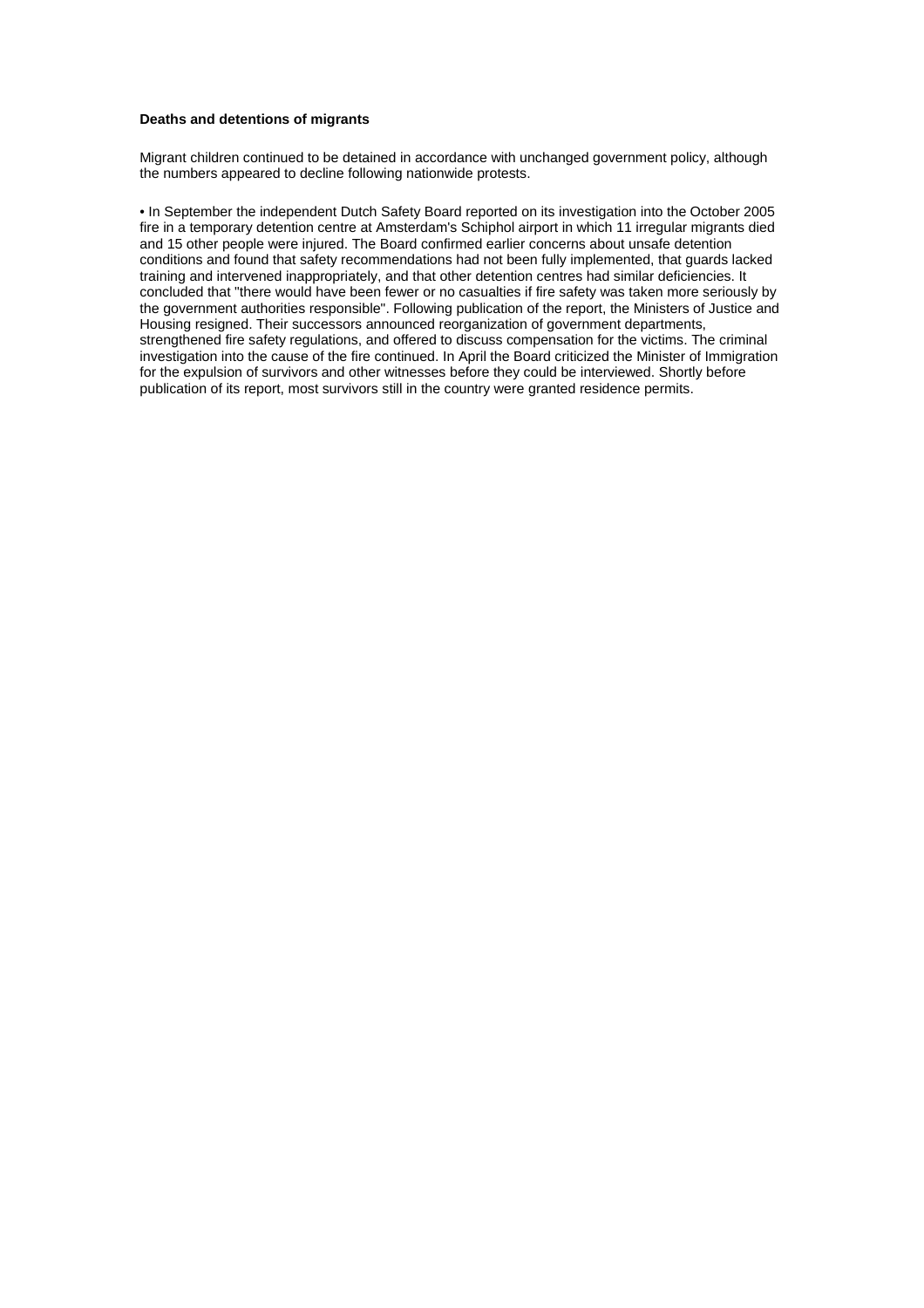**Deaths and detentions of migrants**

Migrant children continued to be detained in accordance with unchanged government policy, although the numbers appeared to decline following nationwide protests.

• In September the independent Dutch Safety Board reported on its investigation into the October 2005 fire in a temporary detention centre at Amsterdam's Schiphol airport in which 11 irregular migrants died and 15 other people were injured. The Board confirmed earlier concerns about unsafe detention conditions and found that safety recommendations had not been fully implemented, that guards lacked training and intervened inappropriately, and that other detention centres had similar deficiencies. It concluded that "there would have been fewer or no casualties if fire safety was taken more seriously by the government authorities responsible". Following publication of the report, the Ministers of Justice and Housing resigned. Their successors announced reorganization of government departments, strengthened fire safety regulations, and offered to discuss compensation for the victims. The criminal investigation into the cause of the fire continued. In April the Board criticized the Minister of Immigration for the expulsion of survivors and other witnesses before they could be interviewed. Shortly before publication of its report, most survivors still in the country were granted residence permits.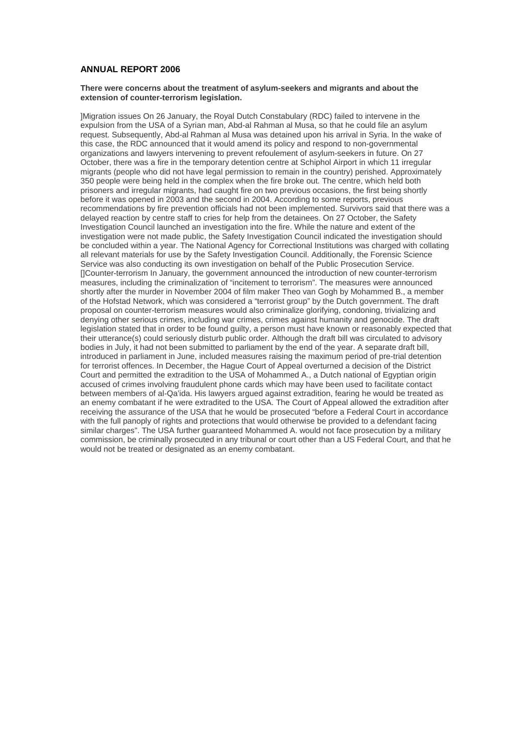## ANNUAL REPORT 2006

**There were concerns about the treatment of asylum-seekers and migrants and about the extension of counter-terrorism legislation.**

]Migration issues On 26 January, the Royal Dutch Constabulary (RDC) failed to intervene in the expulsion from the USA of a Syrian man, Abd-al Rahman al Musa, so that he could file an asylum request. Subsequently, Abd-al Rahman al Musa was detained upon his arrival in Syria. In the wake of this case, the RDC announced that it would amend its policy and respond to non-governmental organizations and lawyers intervening to prevent refoulement of asylum-seekers in future. On 27 October, there was a fire in the temporary detention centre at Schiphol Airport in which 11 irregular migrants (people who did not have legal permission to remain in the country) perished. Approximately 350 people were being held in the complex when the fire broke out. The centre, which held both prisoners and irregular migrants, had caught fire on two previous occasions, the first being shortly before it was opened in 2003 and the second in 2004. According to some reports, previous recommendations by fire prevention officials had not been implemented. Survivors said that there was a delayed reaction by centre staff to cries for help from the detainees. On 27 October, the Safety Investigation Council launched an investigation into the fire. While the nature and extent of the investigation were not made public, the Safety Investigation Council indicated the investigation should be concluded within a year. The National Agency for Correctional Institutions was charged with collating all relevant materials for use by the Safety Investigation Council. Additionally, the Forensic Science Service was also conducting its own investigation on behalf of the Public Prosecution Service. []Counter-terrorism In January, the government announced the introduction of new counter-terrorism measures, including the criminalization of "incitement to terrorism". The measures were announced shortly after the murder in November 2004 of film maker Theo van Gogh by Mohammed B., a member of the Hofstad Network, which was considered a "terrorist group" by the Dutch government. The draft proposal on counter-terrorism measures would also criminalize glorifying, condoning, trivializing and denying other serious crimes, including war crimes, crimes against humanity and genocide. The draft legislation stated that in order to be found guilty, a person must have known or reasonably expected that their utterance(s) could seriously disturb public order. Although the draft bill was circulated to advisory bodies in July, it had not been submitted to parliament by the end of the year. A separate draft bill, introduced in parliament in June, included measures raising the maximum period of pre-trial detention for terrorist offences. In December, the Hague Court of Appeal overturned a decision of the District Court and permitted the extradition to the USA of Mohammed A., a Dutch national of Egyptian origin accused of crimes involving fraudulent phone cards which may have been used to facilitate contact between members of al-Qa'ida. His lawyers argued against extradition, fearing he would be treated as an enemy combatant if he were extradited to the USA. The Court of Appeal allowed the extradition after receiving the assurance of the USA that he would be prosecuted "before a Federal Court in accordance with the full panoply of rights and protections that would otherwise be provided to a defendant facing similar charges". The USA further guaranteed Mohammed A. would not face prosecution by a military commission, be criminally prosecuted in any tribunal or court other than a US Federal Court, and that he would not be treated or designated as an enemy combatant.